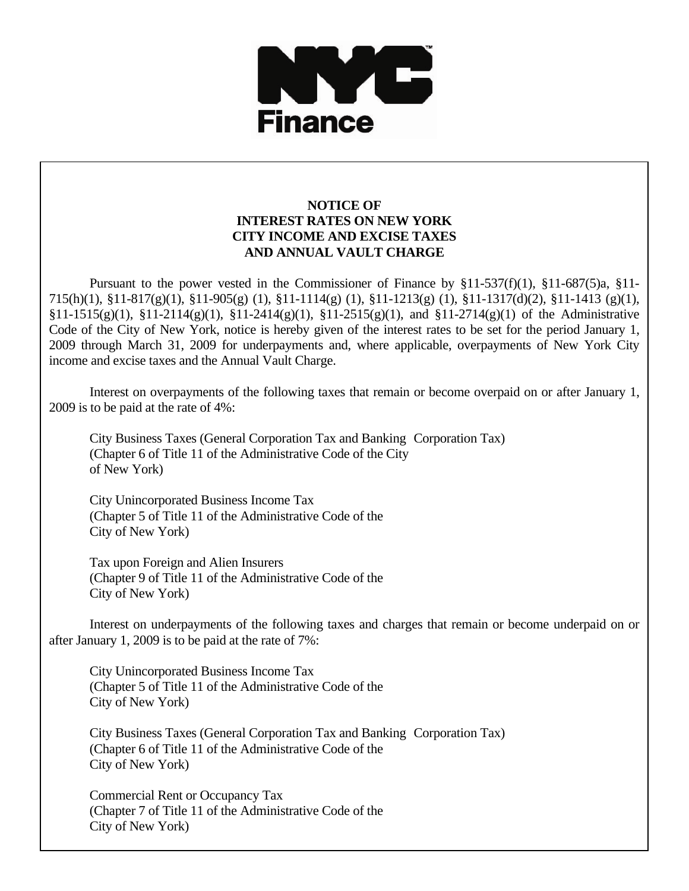NYC Finance

**NOTICE OF INTEREST RATES ON NEW YORK CITY INCOME AND EXCISE TAXES AND ANNUAL VAULT CHARGE**

Pursuant to the power vested in the Commissioner of Finance by §11-537(f)(1), §11-687(5)a, §11-715(h)(1), §11-817(g)(1), §11-905(g) (1), §11-1114(g) (1), §11-1213(g) (1), §11-1317(d)(2), §11-1413 (g)(1), §11-1515(g)(1), §11-2114(g)(1), §11-2414(g)(1), §11-2515(g)(1), and §11-2714(g)(1) of the Administrative Code of the City of New York, notice is hereby given of the interest rates to be set for the period January 1, 2009 through March 31, 2009 for underpayments and, where applicable, overpayments of New York City income and excise taxes and the Annual Vault Charge.

Interest on overpayments of the following taxes that remain or become overpaid on or after January 1, 2009 is to be paid at the rate of 4%:

City Business Taxes (General Corporation Tax and Banking Corporation Tax)
(Chapter 6 of Title 11 of the Administrative Code of the City of New York)

City Unincorporated Business Income Tax
(Chapter 5 of Title 11 of the Administrative Code of the City of New York)

Tax upon Foreign and Alien Insurers
(Chapter 9 of Title 11 of the Administrative Code of the City of New York)

Interest on underpayments of the following taxes and charges that remain or become underpaid on or after January 1, 2009 is to be paid at the rate of 7%:

City Unincorporated Business Income Tax
(Chapter 5 of Title 11 of the Administrative Code of the City of New York)

City Business Taxes (General Corporation Tax and Banking Corporation Tax)
(Chapter 6 of Title 11 of the Administrative Code of the City of New York)

Commercial Rent or Occupancy Tax
(Chapter 7 of Title 11 of the Administrative Code of the City of New York)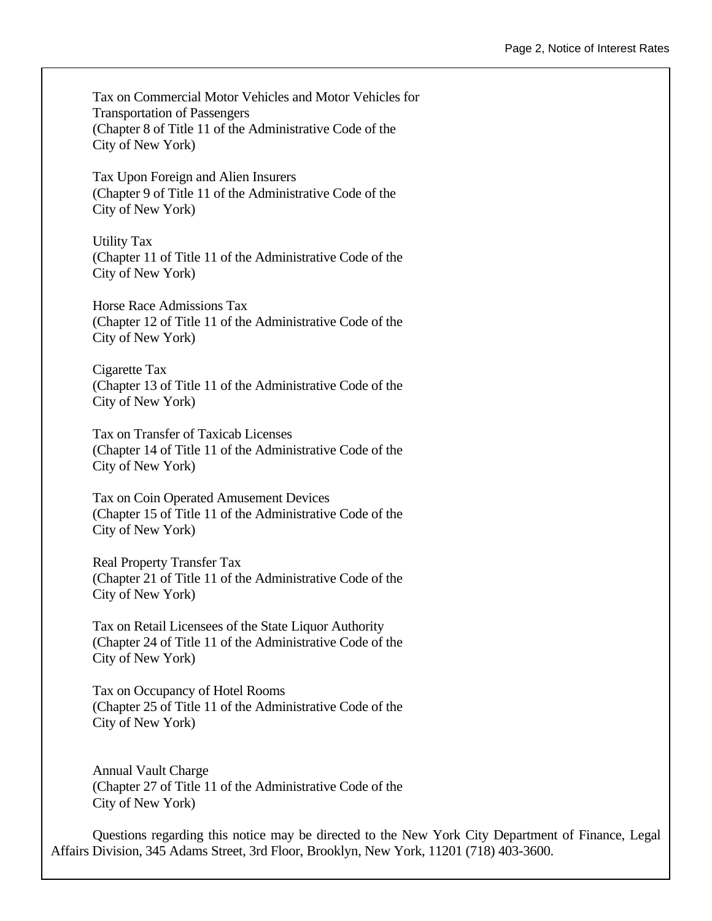Tax on Commercial Motor Vehicles and Motor Vehicles for Transportation of Passengers
(Chapter 8 of Title 11 of the Administrative Code of the City of New York)

Tax Upon Foreign and Alien Insurers
(Chapter 9 of Title 11 of the Administrative Code of the City of New York)

Utility Tax
(Chapter 11 of Title 11 of the Administrative Code of the City of New York)

Horse Race Admissions Tax
(Chapter 12 of Title 11 of the Administrative Code of the City of New York)

Cigarette Tax
(Chapter 13 of Title 11 of the Administrative Code of the City of New York)

Tax on Transfer of Taxicab Licenses
(Chapter 14 of Title 11 of the Administrative Code of the City of New York)

Tax on Coin Operated Amusement Devices
(Chapter 15 of Title 11 of the Administrative Code of the City of New York)

Real Property Transfer Tax
(Chapter 21 of Title 11 of the Administrative Code of the City of New York)

Tax on Retail Licensees of the State Liquor Authority
(Chapter 24 of Title 11 of the Administrative Code of the City of New York)

Tax on Occupancy of Hotel Rooms
(Chapter 25 of Title 11 of the Administrative Code of the City of New York)

Annual Vault Charge
(Chapter 27 of Title 11 of the Administrative Code of the City of New York)

Questions regarding this notice may be directed to the New York City Department of Finance, Legal Affairs Division, 345 Adams Street, 3rd Floor, Brooklyn, New York, 11201 (718) 403-3600.